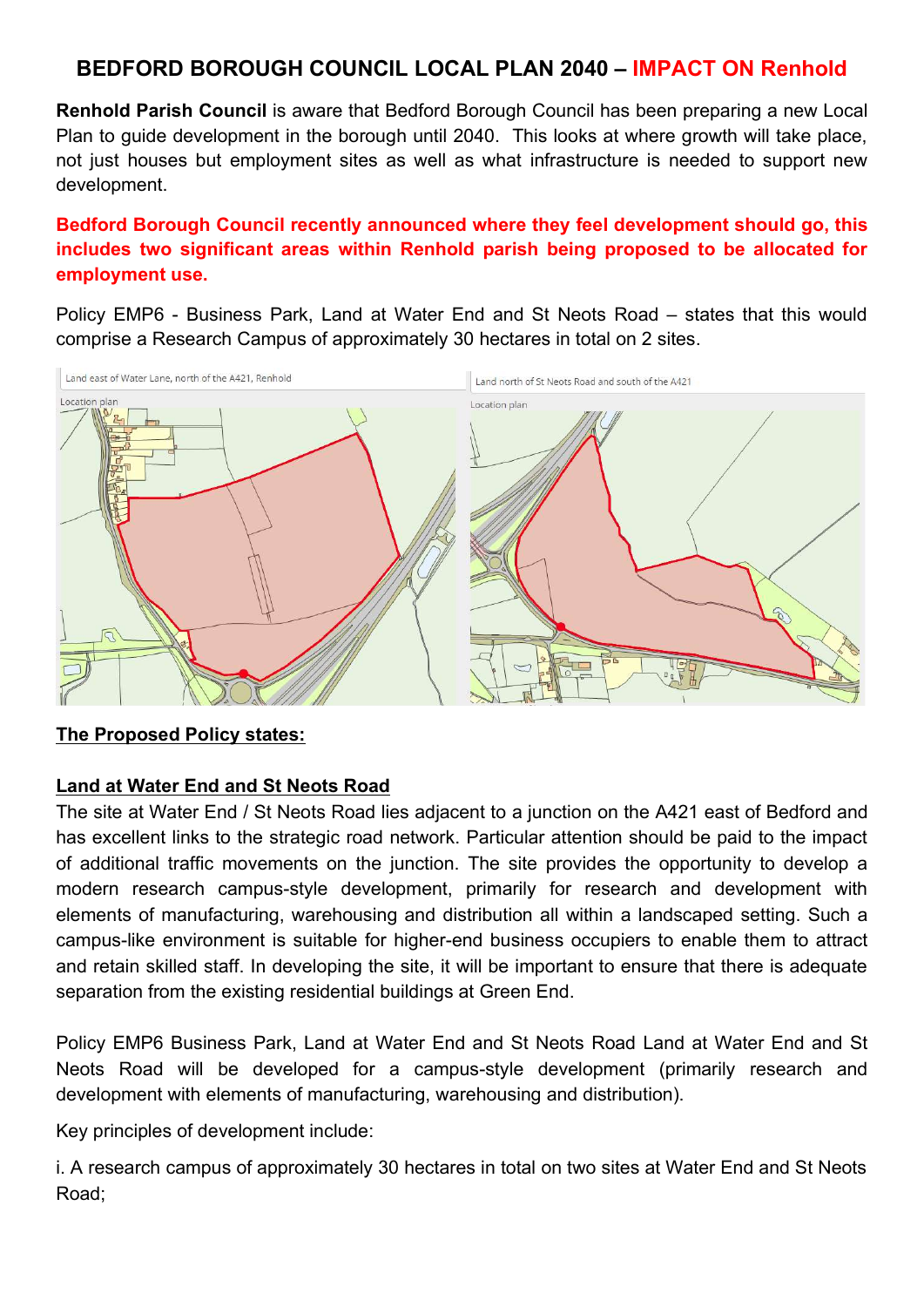# BEDFORD BOROUGH COUNCIL LOCAL PLAN 2040 – IMPACT ON Renhold

**Renhold Parish Council** is aware that Bedford Borough Council has been preparing a new Local Plan to guide development in the borough until 2040. This looks at where growth will take place, not just houses but employment sites as well as what infrastructure is needed to support new development.

**Bedford Borough Council recently announced where they feel development should go, this includes two significant areas within Renhold parish being proposed to be allocated for employment use.**

Policy EMP6 - Business Park, Land at Water End and St Neots Road – states that this would comprise a Research Campus of approximately 30 hectares in total on 2 sites.

Land east of Water Lane, north of the A421, Renhold

Location plan

Land north of St Neots Road and south of the A421

Location plan

## The Proposed Policy states:

### Land at Water End and St Neots Road

The site at Water End / St Neots Road lies adjacent to a junction on the A421 east of Bedford and has excellent links to the strategic road network. Particular attention should be paid to the impact of additional traffic movements on the junction. The site provides the opportunity to develop a modern research campus-style development, primarily for research and development with elements of manufacturing, warehousing and distribution all within a landscaped setting. Such a campus-like environment is suitable for higher-end business occupiers to enable them to attract and retain skilled staff. In developing the site, it will be important to ensure that there is adequate separation from the existing residential buildings at Green End.

Policy EMP6 Business Park, Land at Water End and St Neots Road Land at Water End and St Neots Road will be developed for a campus-style development (primarily research and development with elements of manufacturing, warehousing and distribution).

Key principles of development include:

i. A research campus of approximately 30 hectares in total on two sites at Water End and St Neots Road;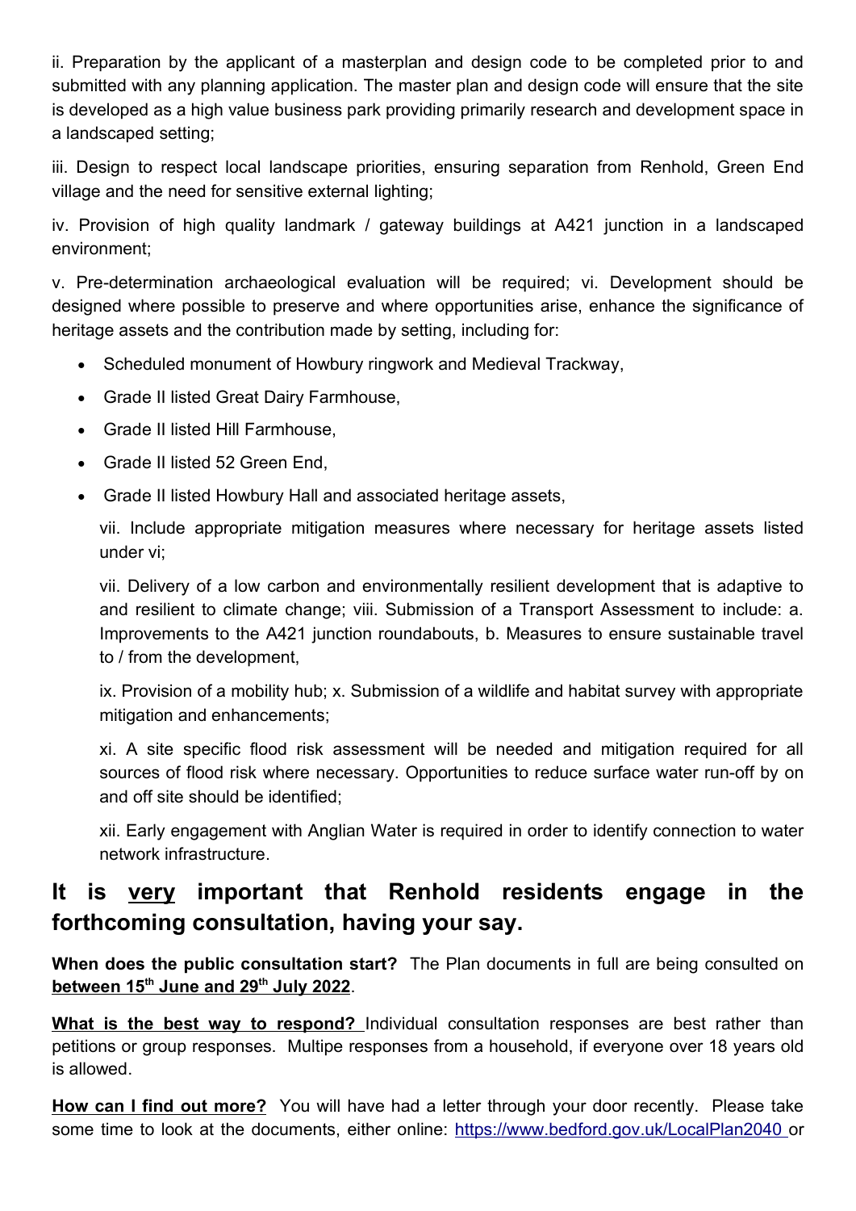ii. Preparation by the applicant of a masterplan and design code to be completed prior to and submitted with any planning application. The master plan and design code will ensure that the site is developed as a high value business park providing primarily research and development space in a landscaped setting;

iii. Design to respect local landscape priorities, ensuring separation from Renhold, Green End village and the need for sensitive external lighting;

iv. Provision of high quality landmark / gateway buildings at A421 junction in a landscaped environment;

v. Pre-determination archaeological evaluation will be required; vi. Development should be designed where possible to preserve and where opportunities arise, enhance the significance of heritage assets and the contribution made by setting, including for:

- Scheduled monument of Howbury ringwork and Medieval Trackway,
- Grade II listed Great Dairy Farmhouse,
- Grade II listed Hill Farmhouse,
- Grade II listed 52 Green End,
- Grade II listed Howbury Hall and associated heritage assets,

vii. Include appropriate mitigation measures where necessary for heritage assets listed under vi;

vii. Delivery of a low carbon and environmentally resilient development that is adaptive to and resilient to climate change; viii. Submission of a Transport Assessment to include: a. Improvements to the A421 junction roundabouts, b. Measures to ensure sustainable travel to / from the development,

ix. Provision of a mobility hub; x. Submission of a wildlife and habitat survey with appropriate mitigation and enhancements;

xi. A site specific flood risk assessment will be needed and mitigation required for all sources of flood risk where necessary. Opportunities to reduce surface water run-off by on and off site should be identified;

xii. Early engagement with Anglian Water is required in order to identify connection to water network infrastructure.

## It is <u>very</u> important that Renhold residents engage in the forthcoming consultation, having your say.

**When does the public consultation start?** The Plan documents in full are being consulted on **<u>between 15th June and 29th July 2022</u>**.

**<u>What is the best way to respond?</u>** Individual consultation responses are best rather than petitions or group responses. Multipe responses from a household, if everyone over 18 years old is allowed.

**<u>How can I find out more?</u>** You will have had a letter through your door recently. Please take some time to look at the documents, either online: https://www.bedford.gov.uk/LocalPlan2040 or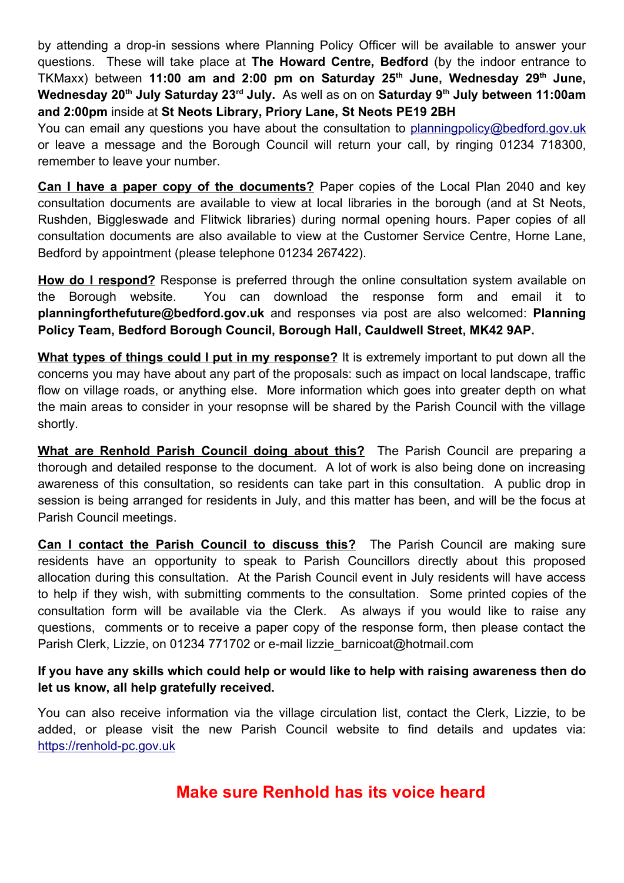by attending a drop-in sessions where Planning Policy Officer will be available to answer your questions. These will take place at **The Howard Centre, Bedford** (by the indoor entrance to TKMaxx) between **11:00 am and 2:00 pm on Saturday 25th June, Wednesday 29th June, Wednesday 20th July Saturday 23rd July.** As well as on on **Saturday 9th July between 11:00am and 2:00pm** inside at **St Neots Library, Priory Lane, St Neots PE19 2BH**

You can email any questions you have about the consultation to planningpolicy@bedford.gov.uk or leave a message and the Borough Council will return your call, by ringing 01234 718300, remember to leave your number.

**Can I have a paper copy of the documents?** Paper copies of the Local Plan 2040 and key consultation documents are available to view at local libraries in the borough (and at St Neots, Rushden, Biggleswade and Flitwick libraries) during normal opening hours. Paper copies of all consultation documents are also available to view at the Customer Service Centre, Horne Lane, Bedford by appointment (please telephone 01234 267422).

**How do I respond?** Response is preferred through the online consultation system available on the Borough website. You can download the response form and email it to **planningforthefuture@bedford.gov.uk** and responses via post are also welcomed: **Planning Policy Team, Bedford Borough Council, Borough Hall, Cauldwell Street, MK42 9AP.**

**What types of things could I put in my response?** It is extremely important to put down all the concerns you may have about any part of the proposals: such as impact on local landscape, traffic flow on village roads, or anything else. More information which goes into greater depth on what the main areas to consider in your resopnse will be shared by the Parish Council with the village shortly.

**What are Renhold Parish Council doing about this?** The Parish Council are preparing a thorough and detailed response to the document. A lot of work is also being done on increasing awareness of this consultation, so residents can take part in this consultation. A public drop in session is being arranged for residents in July, and this matter has been, and will be the focus at Parish Council meetings.

**Can I contact the Parish Council to discuss this?** The Parish Council are making sure residents have an opportunity to speak to Parish Councillors directly about this proposed allocation during this consultation. At the Parish Council event in July residents will have access to help if they wish, with submitting comments to the consultation. Some printed copies of the consultation form will be available via the Clerk. As always if you would like to raise any questions, comments or to receive a paper copy of the response form, then please contact the Parish Clerk, Lizzie, on 01234 771702 or e-mail lizzie_barnicoat@hotmail.com

**If you have any skills which could help or would like to help with raising awareness then do let us know, all help gratefully received.**

You can also receive information via the village circulation list, contact the Clerk, Lizzie, to be added, or please visit the new Parish Council website to find details and updates via: https://renhold-pc.gov.uk

## Make sure Renhold has its voice heard